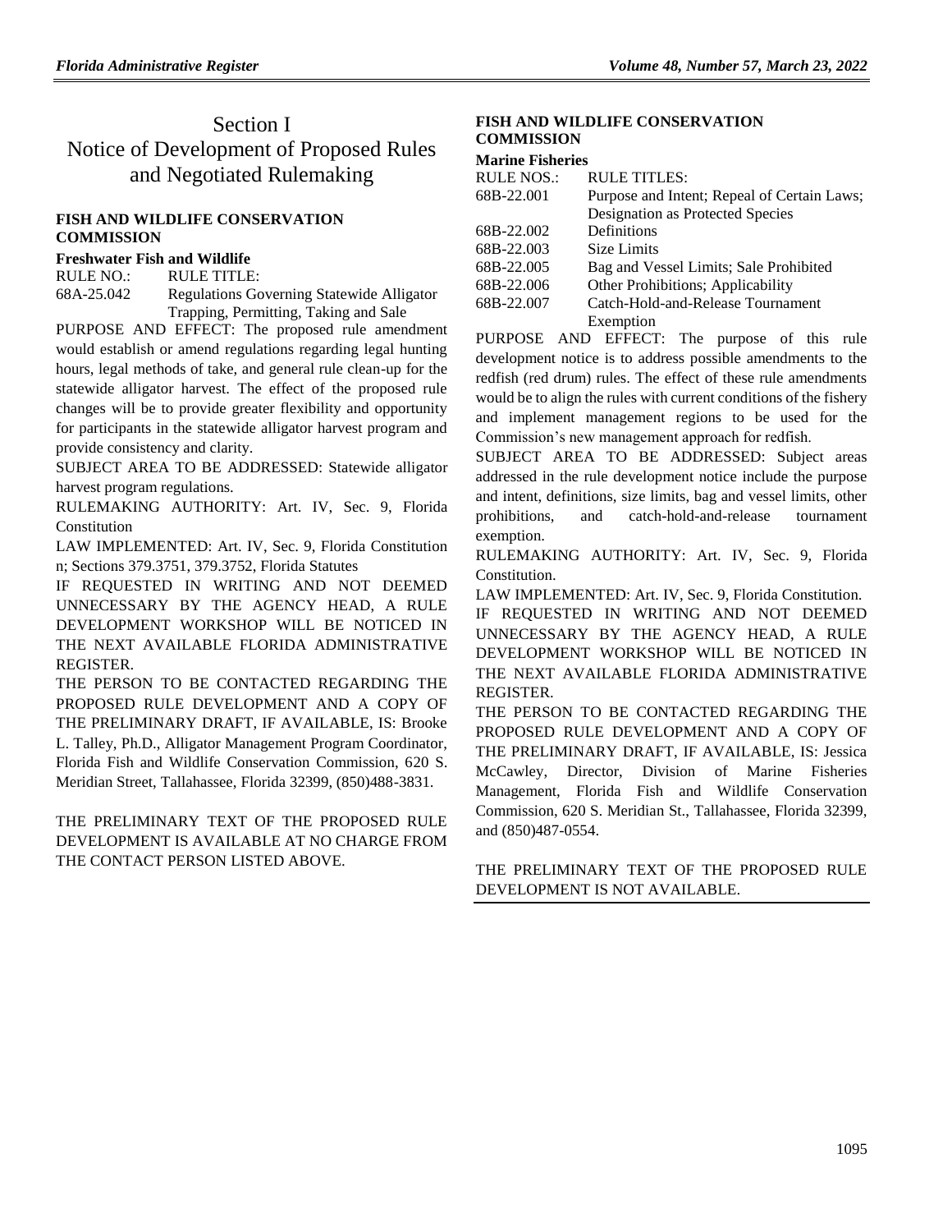# Section I
# Notice of Development of Proposed Rules and Negotiated Rulemaking

**FISH AND WILDLIFE CONSERVATION COMMISSION**

**Freshwater Fish and Wildlife**

| RULE NO.: | RULE TITLE: |
|---|---|
| 68A-25.042 | Regulations Governing Statewide Alligator Trapping, Permitting, Taking and Sale |

PURPOSE AND EFFECT: The proposed rule amendment would establish or amend regulations regarding legal hunting hours, legal methods of take, and general rule clean-up for the statewide alligator harvest. The effect of the proposed rule changes will be to provide greater flexibility and opportunity for participants in the statewide alligator harvest program and provide consistency and clarity.

SUBJECT AREA TO BE ADDRESSED: Statewide alligator harvest program regulations.

RULEMAKING AUTHORITY: Art. IV, Sec. 9, Florida Constitution

LAW IMPLEMENTED: Art. IV, Sec. 9, Florida Constitution n; Sections 379.3751, 379.3752, Florida Statutes

IF REQUESTED IN WRITING AND NOT DEEMED UNNECESSARY BY THE AGENCY HEAD, A RULE DEVELOPMENT WORKSHOP WILL BE NOTICED IN THE NEXT AVAILABLE FLORIDA ADMINISTRATIVE REGISTER.

THE PERSON TO BE CONTACTED REGARDING THE PROPOSED RULE DEVELOPMENT AND A COPY OF THE PRELIMINARY DRAFT, IF AVAILABLE, IS: Brooke L. Talley, Ph.D., Alligator Management Program Coordinator, Florida Fish and Wildlife Conservation Commission, 620 S. Meridian Street, Tallahassee, Florida 32399, (850)488-3831.

THE PRELIMINARY TEXT OF THE PROPOSED RULE DEVELOPMENT IS AVAILABLE AT NO CHARGE FROM THE CONTACT PERSON LISTED ABOVE.

**FISH AND WILDLIFE CONSERVATION COMMISSION**

**Marine Fisheries**

| RULE NOS.: | RULE TITLES: |
|---|---|
| 68B-22.001 | Purpose and Intent; Repeal of Certain Laws; Designation as Protected Species |
| 68B-22.002 | Definitions |
| 68B-22.003 | Size Limits |
| 68B-22.005 | Bag and Vessel Limits; Sale Prohibited |
| 68B-22.006 | Other Prohibitions; Applicability |
| 68B-22.007 | Catch-Hold-and-Release Tournament Exemption |

PURPOSE AND EFFECT: The purpose of this rule development notice is to address possible amendments to the redfish (red drum) rules. The effect of these rule amendments would be to align the rules with current conditions of the fishery and implement management regions to be used for the Commission's new management approach for redfish.

SUBJECT AREA TO BE ADDRESSED: Subject areas addressed in the rule development notice include the purpose and intent, definitions, size limits, bag and vessel limits, other prohibitions, and catch-hold-and-release tournament exemption.

RULEMAKING AUTHORITY: Art. IV, Sec. 9, Florida Constitution.

LAW IMPLEMENTED: Art. IV, Sec. 9, Florida Constitution.

IF REQUESTED IN WRITING AND NOT DEEMED UNNECESSARY BY THE AGENCY HEAD, A RULE DEVELOPMENT WORKSHOP WILL BE NOTICED IN THE NEXT AVAILABLE FLORIDA ADMINISTRATIVE REGISTER.

THE PERSON TO BE CONTACTED REGARDING THE PROPOSED RULE DEVELOPMENT AND A COPY OF THE PRELIMINARY DRAFT, IF AVAILABLE, IS: Jessica McCawley, Director, Division of Marine Fisheries Management, Florida Fish and Wildlife Conservation Commission, 620 S. Meridian St., Tallahassee, Florida 32399, and (850)487-0554.

THE PRELIMINARY TEXT OF THE PROPOSED RULE DEVELOPMENT IS NOT AVAILABLE.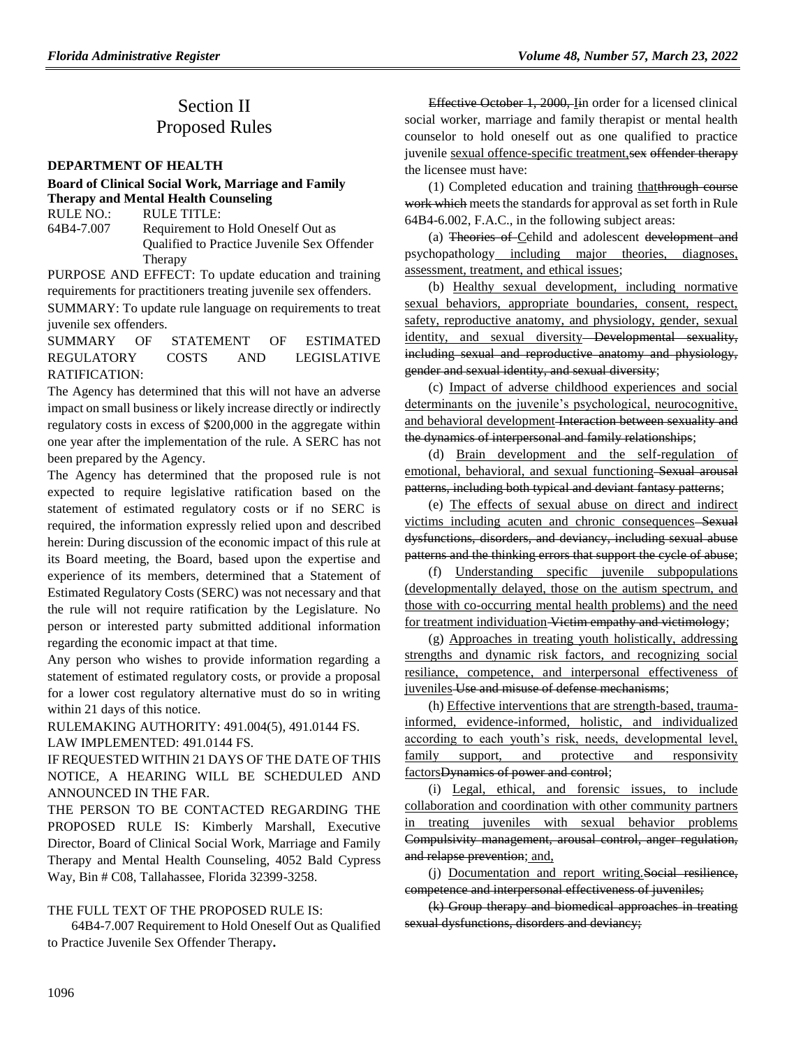# Section II
# Proposed Rules

## DEPARTMENT OF HEALTH

### Board of Clinical Social Work, Marriage and Family Therapy and Mental Health Counseling

RULE NO.: RULE TITLE:

64B4-7.007 Requirement to Hold Oneself Out as Qualified to Practice Juvenile Sex Offender Therapy

PURPOSE AND EFFECT: To update education and training requirements for practitioners treating juvenile sex offenders.

SUMMARY: To update rule language on requirements to treat juvenile sex offenders.

SUMMARY OF STATEMENT OF ESTIMATED REGULATORY COSTS AND LEGISLATIVE RATIFICATION:

The Agency has determined that this will not have an adverse impact on small business or likely increase directly or indirectly regulatory costs in excess of $200,000 in the aggregate within one year after the implementation of the rule. A SERC has not been prepared by the Agency.

The Agency has determined that the proposed rule is not expected to require legislative ratification based on the statement of estimated regulatory costs or if no SERC is required, the information expressly relied upon and described herein: During discussion of the economic impact of this rule at its Board meeting, the Board, based upon the expertise and experience of its members, determined that a Statement of Estimated Regulatory Costs (SERC) was not necessary and that the rule will not require ratification by the Legislature. No person or interested party submitted additional information regarding the economic impact at that time.

Any person who wishes to provide information regarding a statement of estimated regulatory costs, or provide a proposal for a lower cost regulatory alternative must do so in writing within 21 days of this notice.

RULEMAKING AUTHORITY: 491.004(5), 491.0144 FS.

LAW IMPLEMENTED: 491.0144 FS.

IF REQUESTED WITHIN 21 DAYS OF THE DATE OF THIS NOTICE, A HEARING WILL BE SCHEDULED AND ANNOUNCED IN THE FAR.

THE PERSON TO BE CONTACTED REGARDING THE PROPOSED RULE IS: Kimberly Marshall, Executive Director, Board of Clinical Social Work, Marriage and Family Therapy and Mental Health Counseling, 4052 Bald Cypress Way, Bin # C08, Tallahassee, Florida 32399-3258.

THE FULL TEXT OF THE PROPOSED RULE IS:

64B4-7.007 Requirement to Hold Oneself Out as Qualified to Practice Juvenile Sex Offender Therapy**.**

~~Effective October 1, 2000, I~~<u>I</u>n order for a licensed clinical social worker, marriage and family therapist or mental health counselor to hold oneself out as one qualified to practice juvenile <u>sexual offence-specific treatment,</u>~~sex offender therapy~~ the licensee must have:

(1) Completed education and training <u>that</u>~~through course work which~~ meets the standards for approval as set forth in Rule 64B4-6.002, F.A.C., in the following subject areas:

(a) ~~Theories of C~~<u>C</u>hild and adolescent ~~development and~~ psychopathology <u>including major theories, diagnoses, assessment, treatment, and ethical issues</u>;

(b) <u>Healthy sexual development, including normative sexual behaviors, appropriate boundaries, consent, respect, safety, reproductive anatomy, and physiology, gender, sexual identity, and sexual diversity</u> ~~Developmental sexuality, including sexual and reproductive anatomy and physiology, gender and sexual identity, and sexual diversity~~;

(c) <u>Impact of adverse childhood experiences and social determinants on the juvenile's psychological, neurocognitive, and behavioral development</u> ~~Interaction between sexuality and the dynamics of interpersonal and family relationships~~;

(d) <u>Brain development and the self-regulation of emotional, behavioral, and sexual functioning</u> ~~Sexual arousal patterns, including both typical and deviant fantasy patterns~~;

(e) <u>The effects of sexual abuse on direct and indirect victims including acuten and chronic consequences</u> ~~Sexual dysfunctions, disorders, and deviancy, including sexual abuse patterns and the thinking errors that support the cycle of abuse~~;

(f) <u>Understanding specific juvenile subpopulations (developmentally delayed, those on the autism spectrum, and those with co-occurring mental health problems) and the need for treatment individuation</u> ~~Victim empathy and victimology~~;

(g) <u>Approaches in treating youth holistically, addressing strengths and dynamic risk factors, and recognizing social resiliance, competence, and interpersonal effectiveness of juveniles</u> ~~Use and misuse of defense mechanisms~~;

(h) <u>Effective interventions that are strength-based, trauma-informed, evidence-informed, holistic, and individualized according to each youth's risk, needs, developmental level, family support, and protective and responsivity factors</u>~~Dynamics of power and control~~;

(i) <u>Legal, ethical, and forensic issues, to include collaboration and coordination with other community partners in treating juveniles with sexual behavior problems</u> ~~Compulsivity management, arousal control, anger regulation, and relapse prevention~~; <u>and,</u>

(j) <u>Documentation and report writing.</u>~~Social resilience, competence and interpersonal effectiveness of juveniles;~~

~~(k) Group therapy and biomedical approaches in treating sexual dysfunctions, disorders and deviancy;~~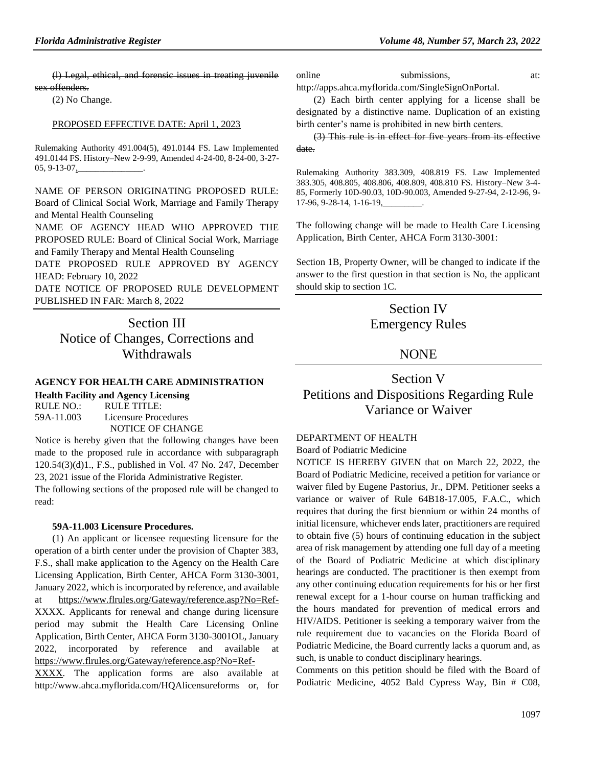~~(l) Legal, ethical, and forensic issues in treating juvenile sex offenders.~~

(2) No Change.

PROPOSED EFFECTIVE DATE: April 1, 2023

Rulemaking Authority 491.004(5), 491.0144 FS. Law Implemented 491.0144 FS. History–New 2-9-99, Amended 4-24-00, 8-24-00, 3-27-05, 9-13-07,\_\_\_\_\_\_\_\_\_\_\_\_\_\_.

NAME OF PERSON ORIGINATING PROPOSED RULE: Board of Clinical Social Work, Marriage and Family Therapy and Mental Health Counseling

NAME OF AGENCY HEAD WHO APPROVED THE PROPOSED RULE: Board of Clinical Social Work, Marriage and Family Therapy and Mental Health Counseling

DATE PROPOSED RULE APPROVED BY AGENCY HEAD: February 10, 2022

DATE NOTICE OF PROPOSED RULE DEVELOPMENT PUBLISHED IN FAR: March 8, 2022

# Section III Notice of Changes, Corrections and Withdrawals

**AGENCY FOR HEALTH CARE ADMINISTRATION**

**Health Facility and Agency Licensing**

RULE NO.: RULE TITLE:

59A-11.003 Licensure Procedures

NOTICE OF CHANGE

Notice is hereby given that the following changes have been made to the proposed rule in accordance with subparagraph 120.54(3)(d)1., F.S., published in Vol. 47 No. 247, December 23, 2021 issue of the Florida Administrative Register.

The following sections of the proposed rule will be changed to read:

**59A-11.003 Licensure Procedures.**

(1) An applicant or licensee requesting licensure for the operation of a birth center under the provision of Chapter 383, F.S., shall make application to the Agency on the Health Care Licensing Application, Birth Center, AHCA Form 3130-3001, January 2022, which is incorporated by reference, and available at https://www.flrules.org/Gateway/reference.asp?No=Ref-XXXX. Applicants for renewal and change during licensure period may submit the Health Care Licensing Online Application, Birth Center, AHCA Form 3130-3001OL, January 2022, incorporated by reference and available at https://www.flrules.org/Gateway/reference.asp?No=Ref-XXXX. The application forms are also available at http://www.ahca.myflorida.com/HQAlicensureforms or, for online submissions, at: http://apps.ahca.myflorida.com/SingleSignOnPortal.

(2) Each birth center applying for a license shall be designated by a distinctive name. Duplication of an existing birth center's name is prohibited in new birth centers.

~~(3) This rule is in effect for five years from its effective date.~~

Rulemaking Authority 383.309, 408.819 FS. Law Implemented 383.305, 408.805, 408.806, 408.809, 408.810 FS. History–New 3-4-85, Formerly 10D-90.03, 10D-90.003, Amended 9-27-94, 2-12-96, 9-17-96, 9-28-14, 1-16-19,\_\_\_\_\_\_\_\_\_.

The following change will be made to Health Care Licensing Application, Birth Center, AHCA Form 3130-3001:

Section 1B, Property Owner, will be changed to indicate if the answer to the first question in that section is No, the applicant should skip to section 1C.

# Section IV Emergency Rules

## NONE

# Section V Petitions and Dispositions Regarding Rule Variance or Waiver

DEPARTMENT OF HEALTH

Board of Podiatric Medicine

NOTICE IS HEREBY GIVEN that on March 22, 2022, the Board of Podiatric Medicine, received a petition for variance or waiver filed by Eugene Pastorius, Jr., DPM. Petitioner seeks a variance or waiver of Rule 64B18-17.005, F.A.C., which requires that during the first biennium or within 24 months of initial licensure, whichever ends later, practitioners are required to obtain five (5) hours of continuing education in the subject area of risk management by attending one full day of a meeting of the Board of Podiatric Medicine at which disciplinary hearings are conducted. The practitioner is then exempt from any other continuing education requirements for his or her first renewal except for a 1-hour course on human trafficking and the hours mandated for prevention of medical errors and HIV/AIDS. Petitioner is seeking a temporary waiver from the rule requirement due to vacancies on the Florida Board of Podiatric Medicine, the Board currently lacks a quorum and, as such, is unable to conduct disciplinary hearings.

Comments on this petition should be filed with the Board of Podiatric Medicine, 4052 Bald Cypress Way, Bin # C08,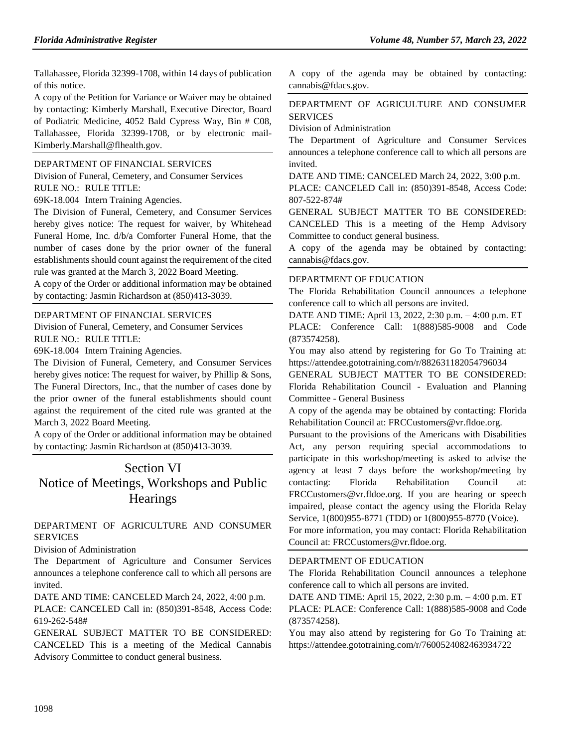Tallahassee, Florida 32399-1708, within 14 days of publication of this notice.

A copy of the Petition for Variance or Waiver may be obtained by contacting: Kimberly Marshall, Executive Director, Board of Podiatric Medicine, 4052 Bald Cypress Way, Bin # C08, Tallahassee, Florida 32399-1708, or by electronic mail-Kimberly.Marshall@flhealth.gov.

DEPARTMENT OF FINANCIAL SERVICES

Division of Funeral, Cemetery, and Consumer Services

RULE NO.: RULE TITLE:

69K-18.004 Intern Training Agencies.

The Division of Funeral, Cemetery, and Consumer Services hereby gives notice: The request for waiver, by Whitehead Funeral Home, Inc. d/b/a Comforter Funeral Home, that the number of cases done by the prior owner of the funeral establishments should count against the requirement of the cited rule was granted at the March 3, 2022 Board Meeting.

A copy of the Order or additional information may be obtained by contacting: Jasmin Richardson at (850)413-3039.

DEPARTMENT OF FINANCIAL SERVICES

Division of Funeral, Cemetery, and Consumer Services

RULE NO.: RULE TITLE:

69K-18.004 Intern Training Agencies.

The Division of Funeral, Cemetery, and Consumer Services hereby gives notice: The request for waiver, by Phillip & Sons, The Funeral Directors, Inc., that the number of cases done by the prior owner of the funeral establishments should count against the requirement of the cited rule was granted at the March 3, 2022 Board Meeting.

A copy of the Order or additional information may be obtained by contacting: Jasmin Richardson at (850)413-3039.

# Section VI
# Notice of Meetings, Workshops and Public Hearings

DEPARTMENT OF AGRICULTURE AND CONSUMER SERVICES

Division of Administration

The Department of Agriculture and Consumer Services announces a telephone conference call to which all persons are invited.

DATE AND TIME: CANCELED March 24, 2022, 4:00 p.m.

PLACE: CANCELED Call in: (850)391-8548, Access Code: 619-262-548#

GENERAL SUBJECT MATTER TO BE CONSIDERED: CANCELED This is a meeting of the Medical Cannabis Advisory Committee to conduct general business.

A copy of the agenda may be obtained by contacting: cannabis@fdacs.gov.

DEPARTMENT OF AGRICULTURE AND CONSUMER SERVICES

Division of Administration

The Department of Agriculture and Consumer Services announces a telephone conference call to which all persons are invited.

DATE AND TIME: CANCELED March 24, 2022, 3:00 p.m.

PLACE: CANCELED Call in: (850)391-8548, Access Code: 807-522-874#

GENERAL SUBJECT MATTER TO BE CONSIDERED: CANCELED This is a meeting of the Hemp Advisory Committee to conduct general business.

A copy of the agenda may be obtained by contacting: cannabis@fdacs.gov.

DEPARTMENT OF EDUCATION

The Florida Rehabilitation Council announces a telephone conference call to which all persons are invited.

DATE AND TIME: April 13, 2022, 2:30 p.m. – 4:00 p.m. ET

PLACE: Conference Call: 1(888)585-9008 and Code (873574258).

You may also attend by registering for Go To Training at: https://attendee.gototraining.com/r/882631182054796034

GENERAL SUBJECT MATTER TO BE CONSIDERED: Florida Rehabilitation Council - Evaluation and Planning Committee - General Business

A copy of the agenda may be obtained by contacting: Florida Rehabilitation Council at: FRCCustomers@vr.fldoe.org.

Pursuant to the provisions of the Americans with Disabilities Act, any person requiring special accommodations to participate in this workshop/meeting is asked to advise the agency at least 7 days before the workshop/meeting by contacting: Florida Rehabilitation Council at: FRCCustomers@vr.fldoe.org. If you are hearing or speech impaired, please contact the agency using the Florida Relay Service, 1(800)955-8771 (TDD) or 1(800)955-8770 (Voice).

For more information, you may contact: Florida Rehabilitation Council at: FRCCustomers@vr.fldoe.org.

DEPARTMENT OF EDUCATION

The Florida Rehabilitation Council announces a telephone conference call to which all persons are invited.

DATE AND TIME: April 15, 2022, 2:30 p.m. – 4:00 p.m. ET

PLACE: PLACE: Conference Call: 1(888)585-9008 and Code (873574258).

You may also attend by registering for Go To Training at: https://attendee.gototraining.com/r/7600524082463934722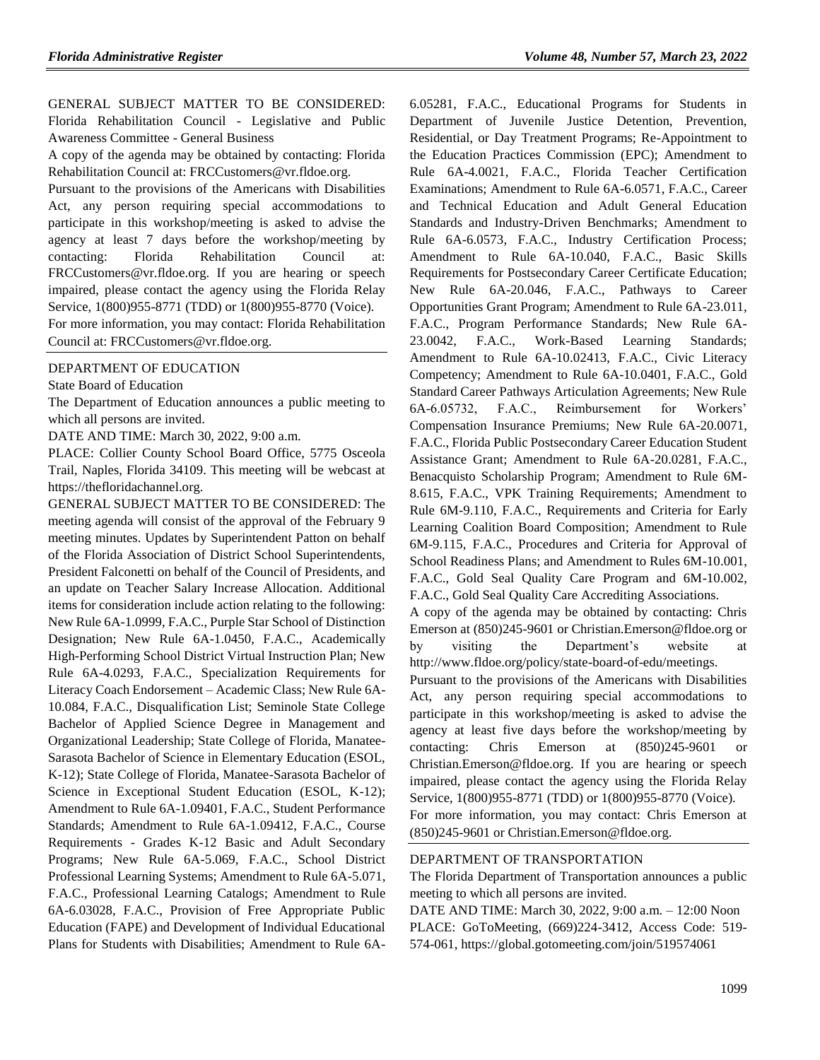GENERAL SUBJECT MATTER TO BE CONSIDERED: Florida Rehabilitation Council - Legislative and Public Awareness Committee - General Business

A copy of the agenda may be obtained by contacting: Florida Rehabilitation Council at: FRCCustomers@vr.fldoe.org.

Pursuant to the provisions of the Americans with Disabilities Act, any person requiring special accommodations to participate in this workshop/meeting is asked to advise the agency at least 7 days before the workshop/meeting by contacting: Florida Rehabilitation Council at: FRCCustomers@vr.fldoe.org. If you are hearing or speech impaired, please contact the agency using the Florida Relay Service, 1(800)955-8771 (TDD) or 1(800)955-8770 (Voice).

For more information, you may contact: Florida Rehabilitation Council at: FRCCustomers@vr.fldoe.org.

---

DEPARTMENT OF EDUCATION

State Board of Education

The Department of Education announces a public meeting to which all persons are invited.

DATE AND TIME: March 30, 2022, 9:00 a.m.

PLACE: Collier County School Board Office, 5775 Osceola Trail, Naples, Florida 34109. This meeting will be webcast at https://thefloridachannel.org.

GENERAL SUBJECT MATTER TO BE CONSIDERED: The meeting agenda will consist of the approval of the February 9 meeting minutes. Updates by Superintendent Patton on behalf of the Florida Association of District School Superintendents, President Falconetti on behalf of the Council of Presidents, and an update on Teacher Salary Increase Allocation. Additional items for consideration include action relating to the following: New Rule 6A-1.0999, F.A.C., Purple Star School of Distinction Designation; New Rule 6A-1.0450, F.A.C., Academically High-Performing School District Virtual Instruction Plan; New Rule 6A-4.0293, F.A.C., Specialization Requirements for Literacy Coach Endorsement – Academic Class; New Rule 6A-10.084, F.A.C., Disqualification List; Seminole State College Bachelor of Applied Science Degree in Management and Organizational Leadership; State College of Florida, Manatee-Sarasota Bachelor of Science in Elementary Education (ESOL, K-12); State College of Florida, Manatee-Sarasota Bachelor of Science in Exceptional Student Education (ESOL, K-12); Amendment to Rule 6A-1.09401, F.A.C., Student Performance Standards; Amendment to Rule 6A-1.09412, F.A.C., Course Requirements - Grades K-12 Basic and Adult Secondary Programs; New Rule 6A-5.069, F.A.C., School District Professional Learning Systems; Amendment to Rule 6A-5.071, F.A.C., Professional Learning Catalogs; Amendment to Rule 6A-6.03028, F.A.C., Provision of Free Appropriate Public Education (FAPE) and Development of Individual Educational Plans for Students with Disabilities; Amendment to Rule 6A-6.05281, F.A.C., Educational Programs for Students in Department of Juvenile Justice Detention, Prevention, Residential, or Day Treatment Programs; Re-Appointment to the Education Practices Commission (EPC); Amendment to Rule 6A-4.0021, F.A.C., Florida Teacher Certification Examinations; Amendment to Rule 6A-6.0571, F.A.C., Career and Technical Education and Adult General Education Standards and Industry-Driven Benchmarks; Amendment to Rule 6A-6.0573, F.A.C., Industry Certification Process; Amendment to Rule 6A-10.040, F.A.C., Basic Skills Requirements for Postsecondary Career Certificate Education; New Rule 6A-20.046, F.A.C., Pathways to Career Opportunities Grant Program; Amendment to Rule 6A-23.011, F.A.C., Program Performance Standards; New Rule 6A-23.0042, F.A.C., Work-Based Learning Standards; Amendment to Rule 6A-10.02413, F.A.C., Civic Literacy Competency; Amendment to Rule 6A-10.0401, F.A.C., Gold Standard Career Pathways Articulation Agreements; New Rule 6A-6.05732, F.A.C., Reimbursement for Workers' Compensation Insurance Premiums; New Rule 6A-20.0071, F.A.C., Florida Public Postsecondary Career Education Student Assistance Grant; Amendment to Rule 6A-20.0281, F.A.C., Benacquisto Scholarship Program; Amendment to Rule 6M-8.615, F.A.C., VPK Training Requirements; Amendment to Rule 6M-9.110, F.A.C., Requirements and Criteria for Early Learning Coalition Board Composition; Amendment to Rule 6M-9.115, F.A.C., Procedures and Criteria for Approval of School Readiness Plans; and Amendment to Rules 6M-10.001, F.A.C., Gold Seal Quality Care Program and 6M-10.002, F.A.C., Gold Seal Quality Care Accrediting Associations.

A copy of the agenda may be obtained by contacting: Chris Emerson at (850)245-9601 or Christian.Emerson@fldoe.org or by visiting the Department's website at http://www.fldoe.org/policy/state-board-of-edu/meetings.

Pursuant to the provisions of the Americans with Disabilities Act, any person requiring special accommodations to participate in this workshop/meeting is asked to advise the agency at least five days before the workshop/meeting by contacting: Chris Emerson at (850)245-9601 or Christian.Emerson@fldoe.org. If you are hearing or speech impaired, please contact the agency using the Florida Relay Service, 1(800)955-8771 (TDD) or 1(800)955-8770 (Voice).

For more information, you may contact: Chris Emerson at (850)245-9601 or Christian.Emerson@fldoe.org.

---

DEPARTMENT OF TRANSPORTATION

The Florida Department of Transportation announces a public meeting to which all persons are invited.

DATE AND TIME: March 30, 2022, 9:00 a.m. – 12:00 Noon

PLACE: GoToMeeting, (669)224-3412, Access Code: 519-574-061, https://global.gotomeeting.com/join/519574061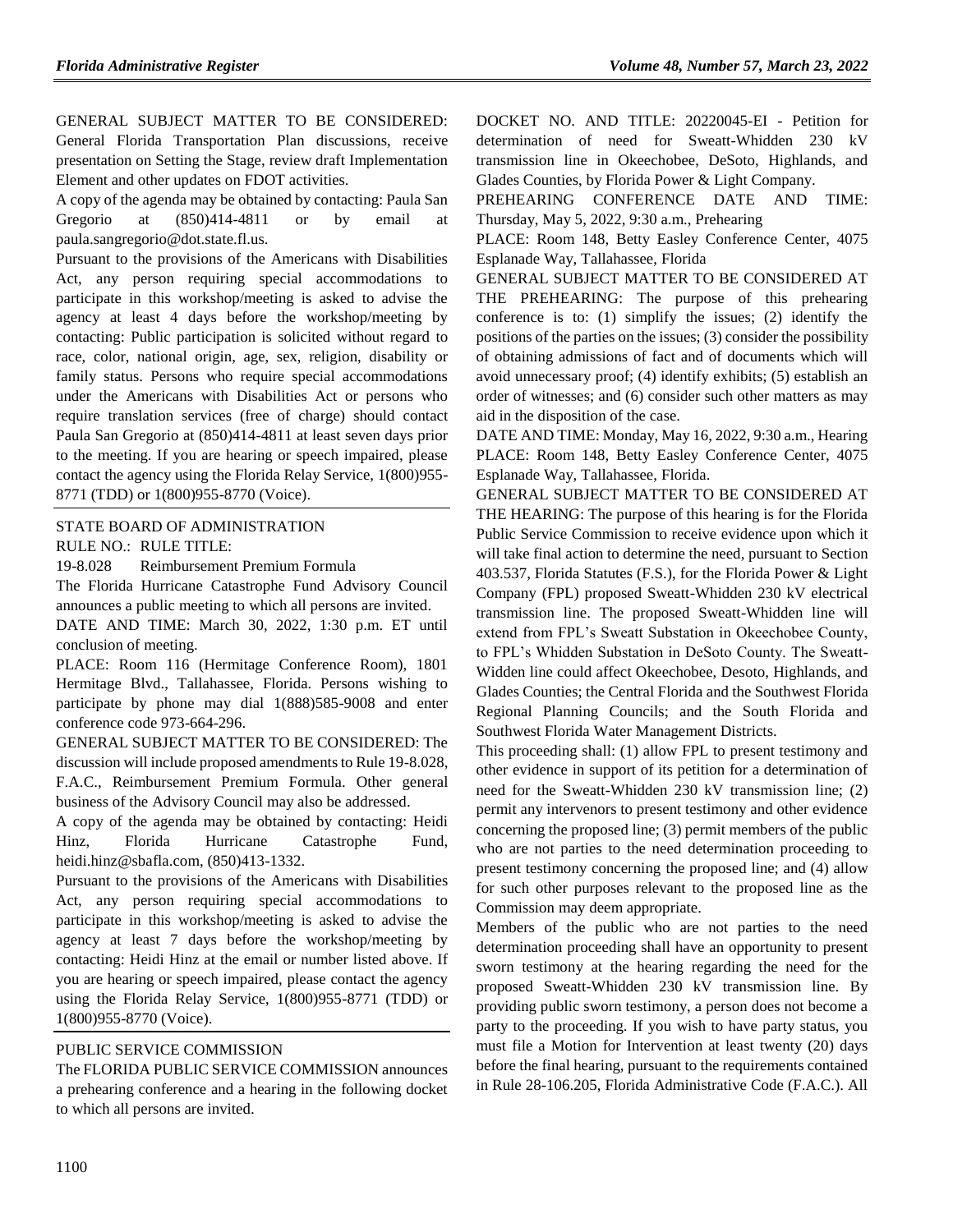GENERAL SUBJECT MATTER TO BE CONSIDERED: General Florida Transportation Plan discussions, receive presentation on Setting the Stage, review draft Implementation Element and other updates on FDOT activities.

A copy of the agenda may be obtained by contacting: Paula San Gregorio at (850)414-4811 or by email at paula.sangregorio@dot.state.fl.us.

Pursuant to the provisions of the Americans with Disabilities Act, any person requiring special accommodations to participate in this workshop/meeting is asked to advise the agency at least 4 days before the workshop/meeting by contacting: Public participation is solicited without regard to race, color, national origin, age, sex, religion, disability or family status. Persons who require special accommodations under the Americans with Disabilities Act or persons who require translation services (free of charge) should contact Paula San Gregorio at (850)414-4811 at least seven days prior to the meeting. If you are hearing or speech impaired, please contact the agency using the Florida Relay Service, 1(800)955-8771 (TDD) or 1(800)955-8770 (Voice).

## STATE BOARD OF ADMINISTRATION

RULE NO.: RULE TITLE:

19-8.028 Reimbursement Premium Formula

The Florida Hurricane Catastrophe Fund Advisory Council announces a public meeting to which all persons are invited.

DATE AND TIME: March 30, 2022, 1:30 p.m. ET until conclusion of meeting.

PLACE: Room 116 (Hermitage Conference Room), 1801 Hermitage Blvd., Tallahassee, Florida. Persons wishing to participate by phone may dial 1(888)585-9008 and enter conference code 973-664-296.

GENERAL SUBJECT MATTER TO BE CONSIDERED: The discussion will include proposed amendments to Rule 19-8.028, F.A.C., Reimbursement Premium Formula. Other general business of the Advisory Council may also be addressed.

A copy of the agenda may be obtained by contacting: Heidi Hinz, Florida Hurricane Catastrophe Fund, heidi.hinz@sbafla.com, (850)413-1332.

Pursuant to the provisions of the Americans with Disabilities Act, any person requiring special accommodations to participate in this workshop/meeting is asked to advise the agency at least 7 days before the workshop/meeting by contacting: Heidi Hinz at the email or number listed above. If you are hearing or speech impaired, please contact the agency using the Florida Relay Service, 1(800)955-8771 (TDD) or 1(800)955-8770 (Voice).

## PUBLIC SERVICE COMMISSION

The FLORIDA PUBLIC SERVICE COMMISSION announces a prehearing conference and a hearing in the following docket to which all persons are invited.

DOCKET NO. AND TITLE: 20220045-EI - Petition for determination of need for Sweatt-Whidden 230 kV transmission line in Okeechobee, DeSoto, Highlands, and Glades Counties, by Florida Power & Light Company.

PREHEARING CONFERENCE DATE AND TIME: Thursday, May 5, 2022, 9:30 a.m., Prehearing

PLACE: Room 148, Betty Easley Conference Center, 4075 Esplanade Way, Tallahassee, Florida

GENERAL SUBJECT MATTER TO BE CONSIDERED AT THE PREHEARING: The purpose of this prehearing conference is to: (1) simplify the issues; (2) identify the positions of the parties on the issues; (3) consider the possibility of obtaining admissions of fact and of documents which will avoid unnecessary proof; (4) identify exhibits; (5) establish an order of witnesses; and (6) consider such other matters as may aid in the disposition of the case.

DATE AND TIME: Monday, May 16, 2022, 9:30 a.m., Hearing

PLACE: Room 148, Betty Easley Conference Center, 4075 Esplanade Way, Tallahassee, Florida.

GENERAL SUBJECT MATTER TO BE CONSIDERED AT THE HEARING: The purpose of this hearing is for the Florida Public Service Commission to receive evidence upon which it will take final action to determine the need, pursuant to Section 403.537, Florida Statutes (F.S.), for the Florida Power & Light Company (FPL) proposed Sweatt-Whidden 230 kV electrical transmission line. The proposed Sweatt-Whidden line will extend from FPL's Sweatt Substation in Okeechobee County, to FPL's Whidden Substation in DeSoto County. The Sweatt-Widden line could affect Okeechobee, Desoto, Highlands, and Glades Counties; the Central Florida and the Southwest Florida Regional Planning Councils; and the South Florida and Southwest Florida Water Management Districts.

This proceeding shall: (1) allow FPL to present testimony and other evidence in support of its petition for a determination of need for the Sweatt-Whidden 230 kV transmission line; (2) permit any intervenors to present testimony and other evidence concerning the proposed line; (3) permit members of the public who are not parties to the need determination proceeding to present testimony concerning the proposed line; and (4) allow for such other purposes relevant to the proposed line as the Commission may deem appropriate.

Members of the public who are not parties to the need determination proceeding shall have an opportunity to present sworn testimony at the hearing regarding the need for the proposed Sweatt-Whidden 230 kV transmission line. By providing public sworn testimony, a person does not become a party to the proceeding. If you wish to have party status, you must file a Motion for Intervention at least twenty (20) days before the final hearing, pursuant to the requirements contained in Rule 28-106.205, Florida Administrative Code (F.A.C.). All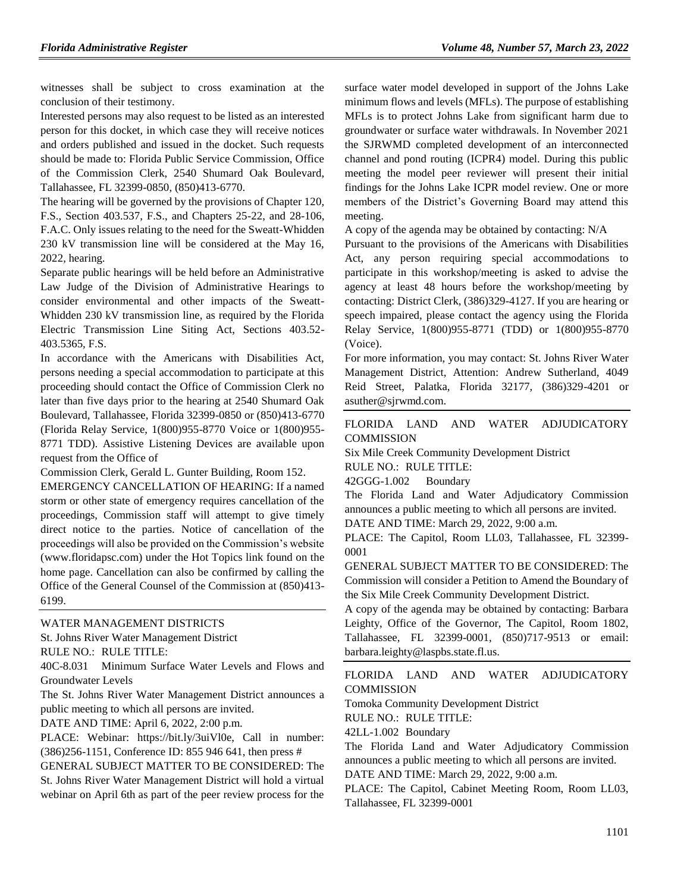witnesses shall be subject to cross examination at the conclusion of their testimony.

Interested persons may also request to be listed as an interested person for this docket, in which case they will receive notices and orders published and issued in the docket. Such requests should be made to: Florida Public Service Commission, Office of the Commission Clerk, 2540 Shumard Oak Boulevard, Tallahassee, FL 32399-0850, (850)413-6770.

The hearing will be governed by the provisions of Chapter 120, F.S., Section 403.537, F.S., and Chapters 25-22, and 28-106, F.A.C. Only issues relating to the need for the Sweatt-Whidden 230 kV transmission line will be considered at the May 16, 2022, hearing.

Separate public hearings will be held before an Administrative Law Judge of the Division of Administrative Hearings to consider environmental and other impacts of the Sweatt-Whidden 230 kV transmission line, as required by the Florida Electric Transmission Line Siting Act, Sections 403.52-403.5365, F.S.

In accordance with the Americans with Disabilities Act, persons needing a special accommodation to participate at this proceeding should contact the Office of Commission Clerk no later than five days prior to the hearing at 2540 Shumard Oak Boulevard, Tallahassee, Florida 32399-0850 or (850)413-6770 (Florida Relay Service, 1(800)955-8770 Voice or 1(800)955-8771 TDD). Assistive Listening Devices are available upon request from the Office of

Commission Clerk, Gerald L. Gunter Building, Room 152.

EMERGENCY CANCELLATION OF HEARING: If a named storm or other state of emergency requires cancellation of the proceedings, Commission staff will attempt to give timely direct notice to the parties. Notice of cancellation of the proceedings will also be provided on the Commission's website (www.floridapsc.com) under the Hot Topics link found on the home page. Cancellation can also be confirmed by calling the Office of the General Counsel of the Commission at (850)413-6199.

---

WATER MANAGEMENT DISTRICTS

St. Johns River Water Management District

RULE NO.: RULE TITLE:

40C-8.031 Minimum Surface Water Levels and Flows and Groundwater Levels

The St. Johns River Water Management District announces a public meeting to which all persons are invited.

DATE AND TIME: April 6, 2022, 2:00 p.m.

PLACE: Webinar: https://bit.ly/3uiVl0e, Call in number: (386)256-1151, Conference ID: 855 946 641, then press #

GENERAL SUBJECT MATTER TO BE CONSIDERED: The St. Johns River Water Management District will hold a virtual webinar on April 6th as part of the peer review process for the surface water model developed in support of the Johns Lake minimum flows and levels (MFLs). The purpose of establishing MFLs is to protect Johns Lake from significant harm due to groundwater or surface water withdrawals. In November 2021 the SJRWMD completed development of an interconnected channel and pond routing (ICPR4) model. During this public meeting the model peer reviewer will present their initial findings for the Johns Lake ICPR model review. One or more members of the District's Governing Board may attend this meeting.

A copy of the agenda may be obtained by contacting: N/A

Pursuant to the provisions of the Americans with Disabilities Act, any person requiring special accommodations to participate in this workshop/meeting is asked to advise the agency at least 48 hours before the workshop/meeting by contacting: District Clerk, (386)329-4127. If you are hearing or speech impaired, please contact the agency using the Florida Relay Service, 1(800)955-8771 (TDD) or 1(800)955-8770 (Voice).

For more information, you may contact: St. Johns River Water Management District, Attention: Andrew Sutherland, 4049 Reid Street, Palatka, Florida 32177, (386)329-4201 or asuther@sjrwmd.com.

---

FLORIDA LAND AND WATER ADJUDICATORY COMMISSION

Six Mile Creek Community Development District

RULE NO.: RULE TITLE:

42GGG-1.002 Boundary

The Florida Land and Water Adjudicatory Commission announces a public meeting to which all persons are invited.

DATE AND TIME: March 29, 2022, 9:00 a.m.

PLACE: The Capitol, Room LL03, Tallahassee, FL 32399-0001

GENERAL SUBJECT MATTER TO BE CONSIDERED: The Commission will consider a Petition to Amend the Boundary of the Six Mile Creek Community Development District.

A copy of the agenda may be obtained by contacting: Barbara Leighty, Office of the Governor, The Capitol, Room 1802, Tallahassee, FL 32399-0001, (850)717-9513 or email: barbara.leighty@laspbs.state.fl.us.

---

FLORIDA LAND AND WATER ADJUDICATORY COMMISSION

Tomoka Community Development District

RULE NO.: RULE TITLE:

42LL-1.002 Boundary

The Florida Land and Water Adjudicatory Commission announces a public meeting to which all persons are invited.

DATE AND TIME: March 29, 2022, 9:00 a.m.

PLACE: The Capitol, Cabinet Meeting Room, Room LL03, Tallahassee, FL 32399-0001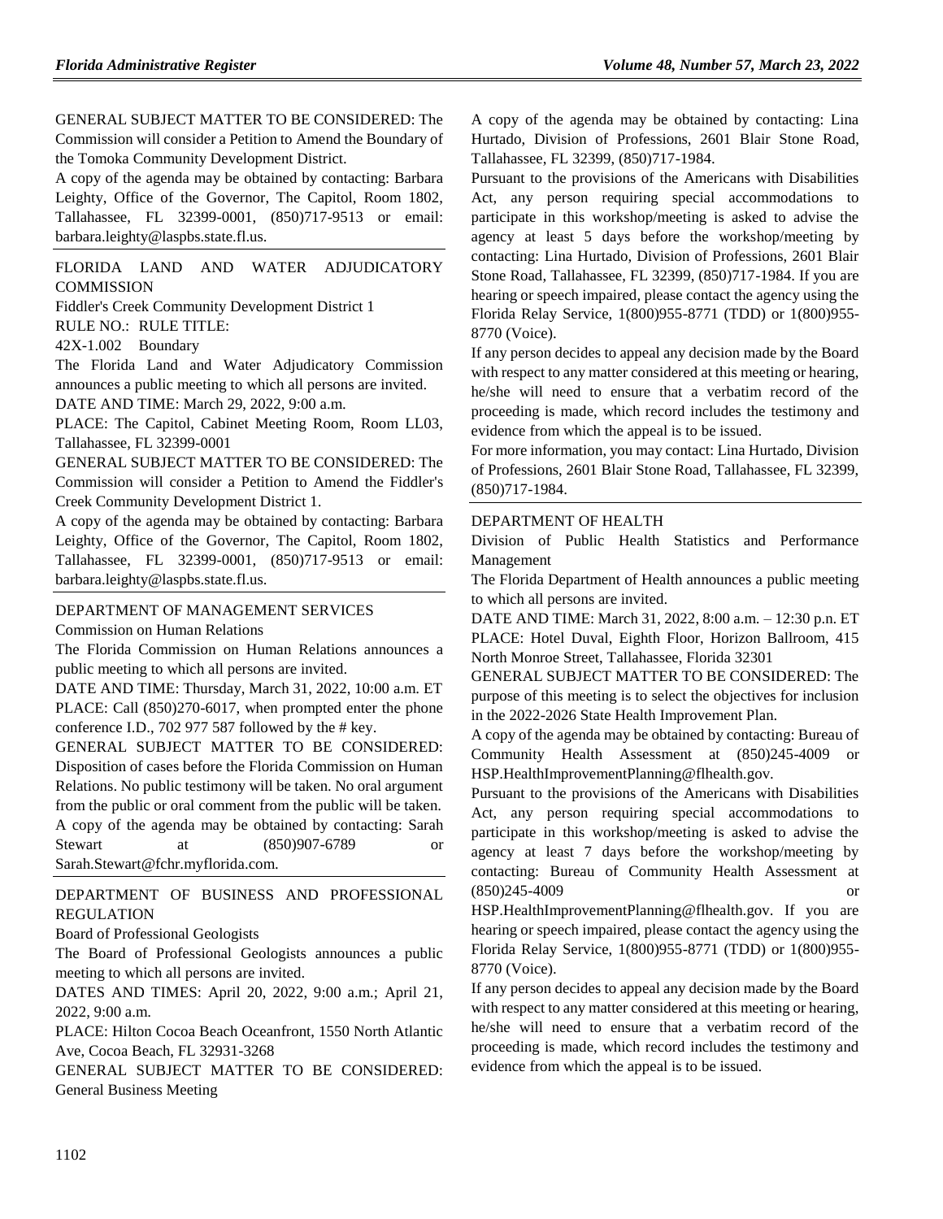GENERAL SUBJECT MATTER TO BE CONSIDERED: The Commission will consider a Petition to Amend the Boundary of the Tomoka Community Development District.

A copy of the agenda may be obtained by contacting: Barbara Leighty, Office of the Governor, The Capitol, Room 1802, Tallahassee, FL 32399-0001, (850)717-9513 or email: barbara.leighty@laspbs.state.fl.us.

FLORIDA LAND AND WATER ADJUDICATORY COMMISSION

Fiddler's Creek Community Development District 1

RULE NO.: RULE TITLE:

42X-1.002 Boundary

The Florida Land and Water Adjudicatory Commission announces a public meeting to which all persons are invited.

DATE AND TIME: March 29, 2022, 9:00 a.m.

PLACE: The Capitol, Cabinet Meeting Room, Room LL03, Tallahassee, FL 32399-0001

GENERAL SUBJECT MATTER TO BE CONSIDERED: The Commission will consider a Petition to Amend the Fiddler's Creek Community Development District 1.

A copy of the agenda may be obtained by contacting: Barbara Leighty, Office of the Governor, The Capitol, Room 1802, Tallahassee, FL 32399-0001, (850)717-9513 or email: barbara.leighty@laspbs.state.fl.us.

DEPARTMENT OF MANAGEMENT SERVICES

Commission on Human Relations

The Florida Commission on Human Relations announces a public meeting to which all persons are invited.

DATE AND TIME: Thursday, March 31, 2022, 10:00 a.m. ET

PLACE: Call (850)270-6017, when prompted enter the phone conference I.D., 702 977 587 followed by the # key.

GENERAL SUBJECT MATTER TO BE CONSIDERED: Disposition of cases before the Florida Commission on Human Relations. No public testimony will be taken. No oral argument from the public or oral comment from the public will be taken.

A copy of the agenda may be obtained by contacting: Sarah Stewart at (850)907-6789 or Sarah.Stewart@fchr.myflorida.com.

DEPARTMENT OF BUSINESS AND PROFESSIONAL REGULATION

Board of Professional Geologists

The Board of Professional Geologists announces a public meeting to which all persons are invited.

DATES AND TIMES: April 20, 2022, 9:00 a.m.; April 21, 2022, 9:00 a.m.

PLACE: Hilton Cocoa Beach Oceanfront, 1550 North Atlantic Ave, Cocoa Beach, FL 32931-3268

GENERAL SUBJECT MATTER TO BE CONSIDERED: General Business Meeting

A copy of the agenda may be obtained by contacting: Lina Hurtado, Division of Professions, 2601 Blair Stone Road, Tallahassee, FL 32399, (850)717-1984.

Pursuant to the provisions of the Americans with Disabilities Act, any person requiring special accommodations to participate in this workshop/meeting is asked to advise the agency at least 5 days before the workshop/meeting by contacting: Lina Hurtado, Division of Professions, 2601 Blair Stone Road, Tallahassee, FL 32399, (850)717-1984. If you are hearing or speech impaired, please contact the agency using the Florida Relay Service, 1(800)955-8771 (TDD) or 1(800)955-8770 (Voice).

If any person decides to appeal any decision made by the Board with respect to any matter considered at this meeting or hearing, he/she will need to ensure that a verbatim record of the proceeding is made, which record includes the testimony and evidence from which the appeal is to be issued.

For more information, you may contact: Lina Hurtado, Division of Professions, 2601 Blair Stone Road, Tallahassee, FL 32399, (850)717-1984.

DEPARTMENT OF HEALTH

Division of Public Health Statistics and Performance Management

The Florida Department of Health announces a public meeting to which all persons are invited.

DATE AND TIME: March 31, 2022, 8:00 a.m. – 12:30 p.n. ET

PLACE: Hotel Duval, Eighth Floor, Horizon Ballroom, 415 North Monroe Street, Tallahassee, Florida 32301

GENERAL SUBJECT MATTER TO BE CONSIDERED: The purpose of this meeting is to select the objectives for inclusion in the 2022-2026 State Health Improvement Plan.

A copy of the agenda may be obtained by contacting: Bureau of Community Health Assessment at (850)245-4009 or HSP.HealthImprovementPlanning@flhealth.gov.

Pursuant to the provisions of the Americans with Disabilities Act, any person requiring special accommodations to participate in this workshop/meeting is asked to advise the agency at least 7 days before the workshop/meeting by contacting: Bureau of Community Health Assessment at (850)245-4009 or HSP.HealthImprovementPlanning@flhealth.gov. If you are hearing or speech impaired, please contact the agency using the Florida Relay Service, 1(800)955-8771 (TDD) or 1(800)955-8770 (Voice).

If any person decides to appeal any decision made by the Board with respect to any matter considered at this meeting or hearing, he/she will need to ensure that a verbatim record of the proceeding is made, which record includes the testimony and evidence from which the appeal is to be issued.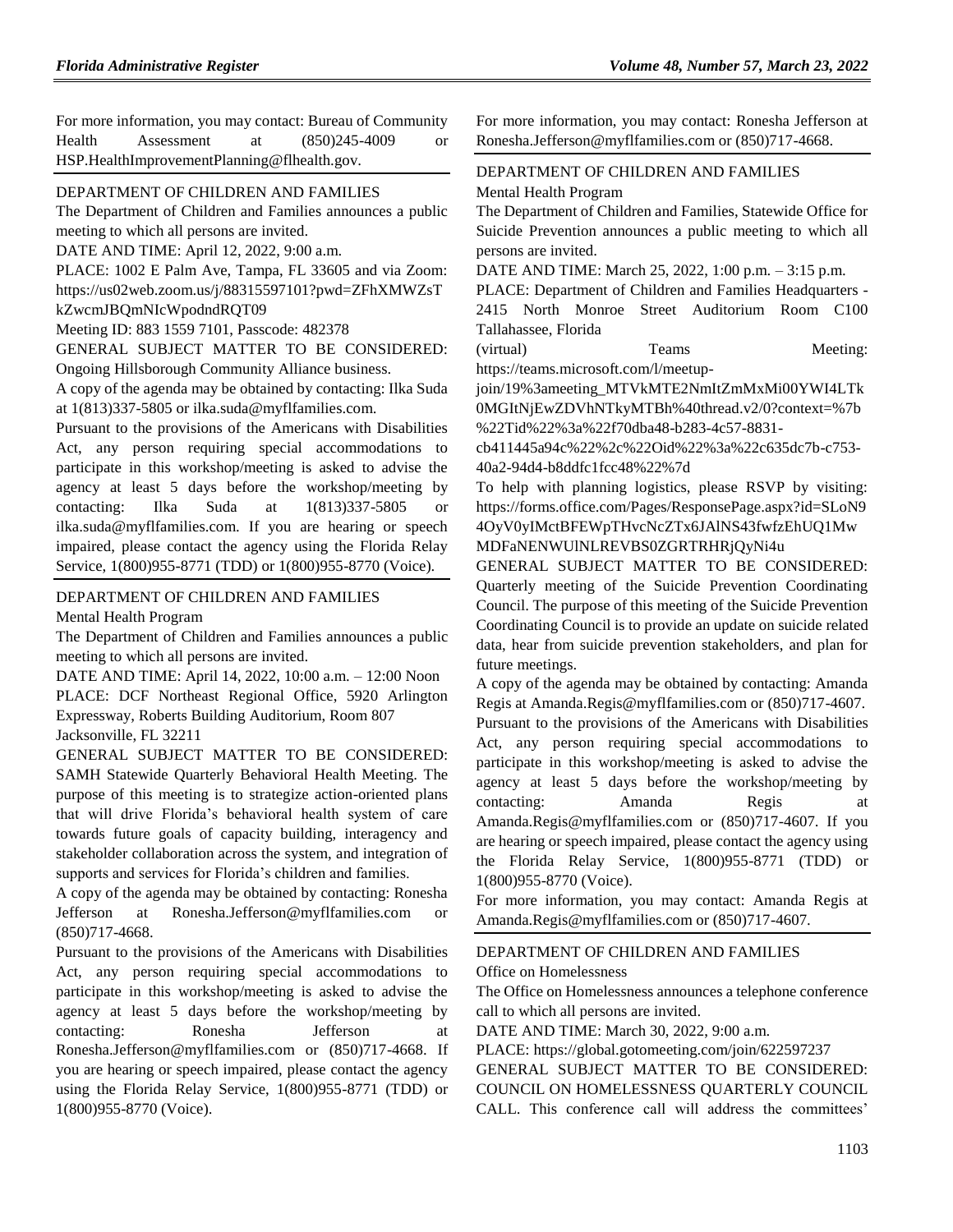For more information, you may contact: Bureau of Community Health Assessment at (850)245-4009 or HSP.HealthImprovementPlanning@flhealth.gov.

DEPARTMENT OF CHILDREN AND FAMILIES

The Department of Children and Families announces a public meeting to which all persons are invited.

DATE AND TIME: April 12, 2022, 9:00 a.m.

PLACE: 1002 E Palm Ave, Tampa, FL 33605 and via Zoom: https://us02web.zoom.us/j/88315597101?pwd=ZFhXMWZsTkZwcmJBQmNIcWpodndRQT09

Meeting ID: 883 1559 7101, Passcode: 482378

GENERAL SUBJECT MATTER TO BE CONSIDERED: Ongoing Hillsborough Community Alliance business.

A copy of the agenda may be obtained by contacting: Ilka Suda at 1(813)337-5805 or ilka.suda@myflfamilies.com.

Pursuant to the provisions of the Americans with Disabilities Act, any person requiring special accommodations to participate in this workshop/meeting is asked to advise the agency at least 5 days before the workshop/meeting by contacting: Ilka Suda at 1(813)337-5805 or ilka.suda@myflfamilies.com. If you are hearing or speech impaired, please contact the agency using the Florida Relay Service, 1(800)955-8771 (TDD) or 1(800)955-8770 (Voice).

DEPARTMENT OF CHILDREN AND FAMILIES

Mental Health Program

The Department of Children and Families announces a public meeting to which all persons are invited.

DATE AND TIME: April 14, 2022, 10:00 a.m. – 12:00 Noon

PLACE: DCF Northeast Regional Office, 5920 Arlington Expressway, Roberts Building Auditorium, Room 807 Jacksonville, FL 32211

GENERAL SUBJECT MATTER TO BE CONSIDERED: SAMH Statewide Quarterly Behavioral Health Meeting. The purpose of this meeting is to strategize action-oriented plans that will drive Florida's behavioral health system of care towards future goals of capacity building, interagency and stakeholder collaboration across the system, and integration of supports and services for Florida's children and families.

A copy of the agenda may be obtained by contacting: Ronesha Jefferson at Ronesha.Jefferson@myflfamilies.com or (850)717-4668.

Pursuant to the provisions of the Americans with Disabilities Act, any person requiring special accommodations to participate in this workshop/meeting is asked to advise the agency at least 5 days before the workshop/meeting by contacting: Ronesha Jefferson at Ronesha.Jefferson@myflfamilies.com or (850)717-4668. If you are hearing or speech impaired, please contact the agency using the Florida Relay Service, 1(800)955-8771 (TDD) or 1(800)955-8770 (Voice).

For more information, you may contact: Ronesha Jefferson at Ronesha.Jefferson@myflfamilies.com or (850)717-4668.

DEPARTMENT OF CHILDREN AND FAMILIES

Mental Health Program

The Department of Children and Families, Statewide Office for Suicide Prevention announces a public meeting to which all persons are invited.

DATE AND TIME: March 25, 2022, 1:00 p.m. – 3:15 p.m.

PLACE: Department of Children and Families Headquarters - 2415 North Monroe Street Auditorium Room C100 Tallahassee, Florida

(virtual) Teams Meeting: https://teams.microsoft.com/l/meetup-join/19%3ameeting_MTVkMTE2NmItZmMxMi00YWI4LTk0MGItNjEwZDVhNTkyMTBh%40thread.v2/0?context=%7b%22Tid%22%3a%22f70dba48-b283-4c57-8831-cb411445a94c%22%2c%22Oid%22%3a%22c635dc7b-c753-40a2-94d4-b8ddfc1fcc48%22%7d

To help with planning logistics, please RSVP by visiting: https://forms.office.com/Pages/ResponsePage.aspx?id=SLoN94OyV0yIMctBFEWpTHvcNcZTx6JAlNS43fwfzEhUQ1MwMDFaNENWUlNLREVBS0ZGRTRHRjQyNi4u

GENERAL SUBJECT MATTER TO BE CONSIDERED: Quarterly meeting of the Suicide Prevention Coordinating Council. The purpose of this meeting of the Suicide Prevention Coordinating Council is to provide an update on suicide related data, hear from suicide prevention stakeholders, and plan for future meetings.

A copy of the agenda may be obtained by contacting: Amanda Regis at Amanda.Regis@myflfamilies.com or (850)717-4607.

Pursuant to the provisions of the Americans with Disabilities Act, any person requiring special accommodations to participate in this workshop/meeting is asked to advise the agency at least 5 days before the workshop/meeting by contacting: Amanda Regis at Amanda.Regis@myflfamilies.com or (850)717-4607. If you are hearing or speech impaired, please contact the agency using the Florida Relay Service, 1(800)955-8771 (TDD) or 1(800)955-8770 (Voice).

For more information, you may contact: Amanda Regis at Amanda.Regis@myflfamilies.com or (850)717-4607.

DEPARTMENT OF CHILDREN AND FAMILIES

Office on Homelessness

The Office on Homelessness announces a telephone conference call to which all persons are invited.

DATE AND TIME: March 30, 2022, 9:00 a.m.

PLACE: https://global.gotomeeting.com/join/622597237

GENERAL SUBJECT MATTER TO BE CONSIDERED: COUNCIL ON HOMELESSNESS QUARTERLY COUNCIL CALL. This conference call will address the committees'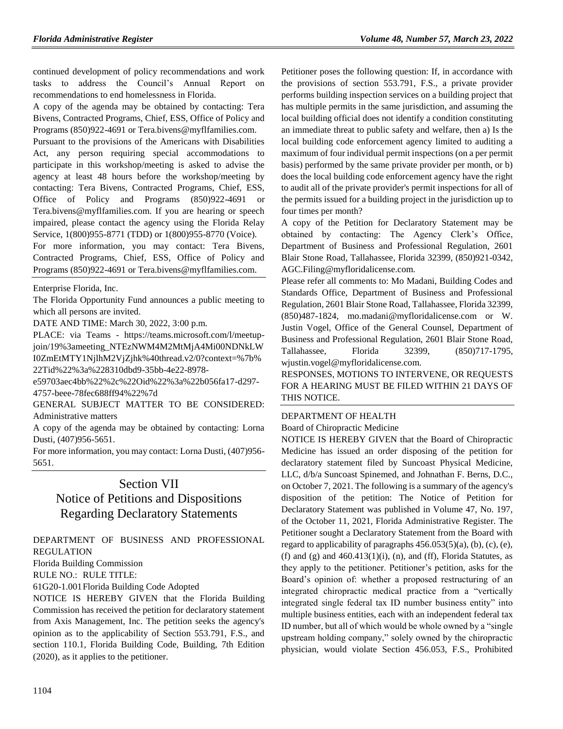continued development of policy recommendations and work tasks to address the Council's Annual Report on recommendations to end homelessness in Florida.

A copy of the agenda may be obtained by contacting: Tera Bivens, Contracted Programs, Chief, ESS, Office of Policy and Programs (850)922-4691 or Tera.bivens@myflfamilies.com.

Pursuant to the provisions of the Americans with Disabilities Act, any person requiring special accommodations to participate in this workshop/meeting is asked to advise the agency at least 48 hours before the workshop/meeting by contacting: Tera Bivens, Contracted Programs, Chief, ESS, Office of Policy and Programs (850)922-4691 or Tera.bivens@myflfamilies.com. If you are hearing or speech impaired, please contact the agency using the Florida Relay Service, 1(800)955-8771 (TDD) or 1(800)955-8770 (Voice).

For more information, you may contact: Tera Bivens, Contracted Programs, Chief, ESS, Office of Policy and Programs (850)922-4691 or Tera.bivens@myflfamilies.com.

Enterprise Florida, Inc.

The Florida Opportunity Fund announces a public meeting to which all persons are invited.

DATE AND TIME: March 30, 2022, 3:00 p.m.

PLACE: via Teams - https://teams.microsoft.com/l/meetup-join/19%3ameeting_NTEzNWM4M2MtMjA4Mi00NDNkLWI0ZmEtMTY1NjlhM2VjZjhk%40thread.v2/0?context=%7b%22Tid%22%3a%228310dbd9-35bb-4e22-8978-e59703aec4bb%22%2c%22Oid%22%3a%22b056fa17-d297-4757-beee-78fec688ff94%22%7d

GENERAL SUBJECT MATTER TO BE CONSIDERED: Administrative matters

A copy of the agenda may be obtained by contacting: Lorna Dusti, (407)956-5651.

For more information, you may contact: Lorna Dusti, (407)956-5651.

# Section VII
# Notice of Petitions and Dispositions Regarding Declaratory Statements

DEPARTMENT OF BUSINESS AND PROFESSIONAL REGULATION

Florida Building Commission

RULE NO.: RULE TITLE:

61G20-1.001 Florida Building Code Adopted

NOTICE IS HEREBY GIVEN that the Florida Building Commission has received the petition for declaratory statement from Axis Management, Inc. The petition seeks the agency's opinion as to the applicability of Section 553.791, F.S., and section 110.1, Florida Building Code, Building, 7th Edition (2020), as it applies to the petitioner.

Petitioner poses the following question: If, in accordance with the provisions of section 553.791, F.S., a private provider performs building inspection services on a building project that has multiple permits in the same jurisdiction, and assuming the local building official does not identify a condition constituting an immediate threat to public safety and welfare, then a) Is the local building code enforcement agency limited to auditing a maximum of four individual permit inspections (on a per permit basis) performed by the same private provider per month, or b) does the local building code enforcement agency have the right to audit all of the private provider's permit inspections for all of the permits issued for a building project in the jurisdiction up to four times per month?

A copy of the Petition for Declaratory Statement may be obtained by contacting: The Agency Clerk's Office, Department of Business and Professional Regulation, 2601 Blair Stone Road, Tallahassee, Florida 32399, (850)921-0342, AGC.Filing@myfloridalicense.com.

Please refer all comments to: Mo Madani, Building Codes and Standards Office, Department of Business and Professional Regulation, 2601 Blair Stone Road, Tallahassee, Florida 32399, (850)487-1824, mo.madani@myfloridalicense.com or W. Justin Vogel, Office of the General Counsel, Department of Business and Professional Regulation, 2601 Blair Stone Road, Tallahassee, Florida 32399, (850)717-1795, wjustin.vogel@myfloridalicense.com.

RESPONSES, MOTIONS TO INTERVENE, OR REQUESTS FOR A HEARING MUST BE FILED WITHIN 21 DAYS OF THIS NOTICE.

DEPARTMENT OF HEALTH

Board of Chiropractic Medicine

NOTICE IS HEREBY GIVEN that the Board of Chiropractic Medicine has issued an order disposing of the petition for declaratory statement filed by Suncoast Physical Medicine, LLC, d/b/a Suncoast Spinemed, and Johnathan F. Berns, D.C., on October 7, 2021. The following is a summary of the agency's disposition of the petition: The Notice of Petition for Declaratory Statement was published in Volume 47, No. 197, of the October 11, 2021, Florida Administrative Register. The Petitioner sought a Declaratory Statement from the Board with regard to applicability of paragraphs 456.053(5)(a), (b), (c), (e), (f) and (g) and 460.413(1)(i), (n), and (ff), Florida Statutes, as they apply to the petitioner. Petitioner's petition, asks for the Board's opinion of: whether a proposed restructuring of an integrated chiropractic medical practice from a "vertically integrated single federal tax ID number business entity" into multiple business entities, each with an independent federal tax ID number, but all of which would be whole owned by a "single upstream holding company," solely owned by the chiropractic physician, would violate Section 456.053, F.S., Prohibited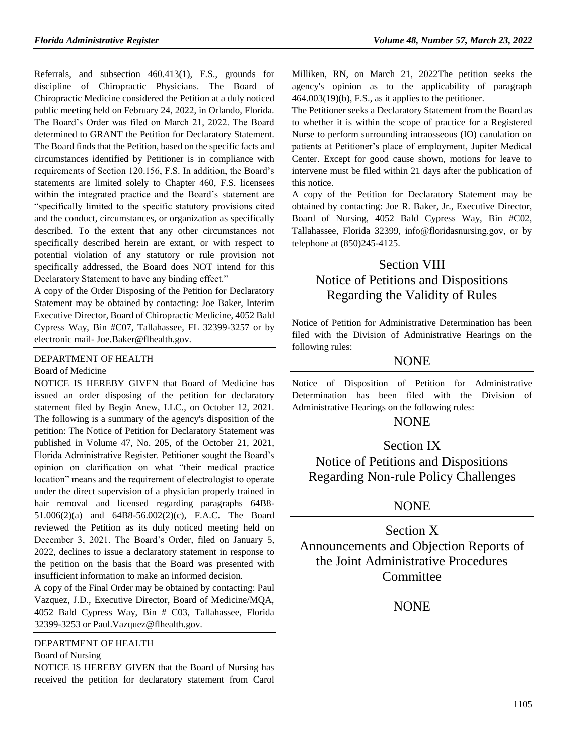Referrals, and subsection 460.413(1), F.S., grounds for discipline of Chiropractic Physicians. The Board of Chiropractic Medicine considered the Petition at a duly noticed public meeting held on February 24, 2022, in Orlando, Florida. The Board's Order was filed on March 21, 2022. The Board determined to GRANT the Petition for Declaratory Statement. The Board finds that the Petition, based on the specific facts and circumstances identified by Petitioner is in compliance with requirements of Section 120.156, F.S. In addition, the Board's statements are limited solely to Chapter 460, F.S. licensees within the integrated practice and the Board's statement are "specifically limited to the specific statutory provisions cited and the conduct, circumstances, or organization as specifically described. To the extent that any other circumstances not specifically described herein are extant, or with respect to potential violation of any statutory or rule provision not specifically addressed, the Board does NOT intend for this Declaratory Statement to have any binding effect."

A copy of the Order Disposing of the Petition for Declaratory Statement may be obtained by contacting: Joe Baker, Interim Executive Director, Board of Chiropractic Medicine, 4052 Bald Cypress Way, Bin #C07, Tallahassee, FL 32399-3257 or by electronic mail- Joe.Baker@flhealth.gov.

---

DEPARTMENT OF HEALTH

Board of Medicine

NOTICE IS HEREBY GIVEN that Board of Medicine has issued an order disposing of the petition for declaratory statement filed by Begin Anew, LLC., on October 12, 2021. The following is a summary of the agency's disposition of the petition: The Notice of Petition for Declaratory Statement was published in Volume 47, No. 205, of the October 21, 2021, Florida Administrative Register. Petitioner sought the Board's opinion on clarification on what "their medical practice location" means and the requirement of electrologist to operate under the direct supervision of a physician properly trained in hair removal and licensed regarding paragraphs 64B8-51.006(2)(a) and 64B8-56.002(2)(c), F.A.C. The Board reviewed the Petition as its duly noticed meeting held on December 3, 2021. The Board's Order, filed on January 5, 2022, declines to issue a declaratory statement in response to the petition on the basis that the Board was presented with insufficient information to make an informed decision.

A copy of the Final Order may be obtained by contacting: Paul Vazquez, J.D., Executive Director, Board of Medicine/MQA, 4052 Bald Cypress Way, Bin # C03, Tallahassee, Florida 32399-3253 or Paul.Vazquez@flhealth.gov.

---

DEPARTMENT OF HEALTH

Board of Nursing

NOTICE IS HEREBY GIVEN that the Board of Nursing has received the petition for declaratory statement from Carol Milliken, RN, on March 21, 2022The petition seeks the agency's opinion as to the applicability of paragraph 464.003(19)(b), F.S., as it applies to the petitioner.

The Petitioner seeks a Declaratory Statement from the Board as to whether it is within the scope of practice for a Registered Nurse to perform surrounding intraosseous (IO) canulation on patients at Petitioner's place of employment, Jupiter Medical Center. Except for good cause shown, motions for leave to intervene must be filed within 21 days after the publication of this notice.

A copy of the Petition for Declaratory Statement may be obtained by contacting: Joe R. Baker, Jr., Executive Director, Board of Nursing, 4052 Bald Cypress Way, Bin #C02, Tallahassee, Florida 32399, info@floridasnursing.gov, or by telephone at (850)245-4125.

---

# Section VIII
# Notice of Petitions and Dispositions Regarding the Validity of Rules

Notice of Petition for Administrative Determination has been filed with the Division of Administrative Hearings on the following rules:

NONE

---

Notice of Disposition of Petition for Administrative Determination has been filed with the Division of Administrative Hearings on the following rules:

NONE

---

# Section IX
# Notice of Petitions and Dispositions Regarding Non-rule Policy Challenges

NONE

---

# Section X
# Announcements and Objection Reports of the Joint Administrative Procedures Committee

NONE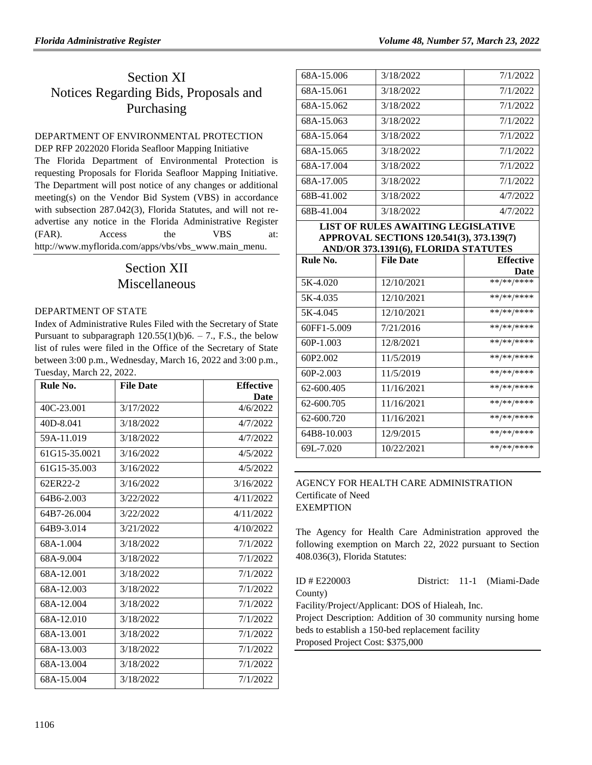# Section XI
# Notices Regarding Bids, Proposals and Purchasing

DEPARTMENT OF ENVIRONMENTAL PROTECTION

DEP RFP 2022020 Florida Seafloor Mapping Initiative

The Florida Department of Environmental Protection is requesting Proposals for Florida Seafloor Mapping Initiative. The Department will post notice of any changes or additional meeting(s) on the Vendor Bid System (VBS) in accordance with subsection 287.042(3), Florida Statutes, and will not re-advertise any notice in the Florida Administrative Register (FAR). Access the VBS at: http://www.myflorida.com/apps/vbs/vbs_www.main_menu.

# Section XII
# Miscellaneous

DEPARTMENT OF STATE

Index of Administrative Rules Filed with the Secretary of State Pursuant to subparagraph 120.55(1)(b)6. – 7., F.S., the below list of rules were filed in the Office of the Secretary of State between 3:00 p.m., Wednesday, March 16, 2022 and 3:00 p.m., Tuesday, March 22, 2022.

| Rule No. | File Date | Effective Date |
|---|---|---|
| 40C-23.001 | 3/17/2022 | 4/6/2022 |
| 40D-8.041 | 3/18/2022 | 4/7/2022 |
| 59A-11.019 | 3/18/2022 | 4/7/2022 |
| 61G15-35.0021 | 3/16/2022 | 4/5/2022 |
| 61G15-35.003 | 3/16/2022 | 4/5/2022 |
| 62ER22-2 | 3/16/2022 | 3/16/2022 |
| 64B6-2.003 | 3/22/2022 | 4/11/2022 |
| 64B7-26.004 | 3/22/2022 | 4/11/2022 |
| 64B9-3.014 | 3/21/2022 | 4/10/2022 |
| 68A-1.004 | 3/18/2022 | 7/1/2022 |
| 68A-9.004 | 3/18/2022 | 7/1/2022 |
| 68A-12.001 | 3/18/2022 | 7/1/2022 |
| 68A-12.003 | 3/18/2022 | 7/1/2022 |
| 68A-12.004 | 3/18/2022 | 7/1/2022 |
| 68A-12.010 | 3/18/2022 | 7/1/2022 |
| 68A-13.001 | 3/18/2022 | 7/1/2022 |
| 68A-13.003 | 3/18/2022 | 7/1/2022 |
| 68A-13.004 | 3/18/2022 | 7/1/2022 |
| 68A-15.004 | 3/18/2022 | 7/1/2022 |
| 68A-15.006 | 3/18/2022 | 7/1/2022 |
| 68A-15.061 | 3/18/2022 | 7/1/2022 |
| 68A-15.062 | 3/18/2022 | 7/1/2022 |
| 68A-15.063 | 3/18/2022 | 7/1/2022 |
| 68A-15.064 | 3/18/2022 | 7/1/2022 |
| 68A-15.065 | 3/18/2022 | 7/1/2022 |
| 68A-17.004 | 3/18/2022 | 7/1/2022 |
| 68A-17.005 | 3/18/2022 | 7/1/2022 |
| 68B-41.002 | 3/18/2022 | 4/7/2022 |
| 68B-41.004 | 3/18/2022 | 4/7/2022 |

**LIST OF RULES AWAITING LEGISLATIVE APPROVAL SECTIONS 120.541(3), 373.139(7) AND/OR 373.1391(6), FLORIDA STATUTES**

| Rule No. | File Date | Effective Date |
|---|---|---|
| 5K-4.020 | 12/10/2021 | \*\*/\*\*/\*\*\*\* |
| 5K-4.035 | 12/10/2021 | \*\*/\*\*/\*\*\*\* |
| 5K-4.045 | 12/10/2021 | \*\*/\*\*/\*\*\*\* |
| 60FF1-5.009 | 7/21/2016 | \*\*/\*\*/\*\*\*\* |
| 60P-1.003 | 12/8/2021 | \*\*/\*\*/\*\*\*\* |
| 60P2.002 | 11/5/2019 | \*\*/\*\*/\*\*\*\* |
| 60P-2.003 | 11/5/2019 | \*\*/\*\*/\*\*\*\* |
| 62-600.405 | 11/16/2021 | \*\*/\*\*/\*\*\*\* |
| 62-600.705 | 11/16/2021 | \*\*/\*\*/\*\*\*\* |
| 62-600.720 | 11/16/2021 | \*\*/\*\*/\*\*\*\* |
| 64B8-10.003 | 12/9/2015 | \*\*/\*\*/\*\*\*\* |
| 69L-7.020 | 10/22/2021 | \*\*/\*\*/\*\*\*\* |

AGENCY FOR HEALTH CARE ADMINISTRATION

Certificate of Need

EXEMPTION

The Agency for Health Care Administration approved the following exemption on March 22, 2022 pursuant to Section 408.036(3), Florida Statutes:

ID # E220003 District: 11-1 (Miami-Dade County)

Facility/Project/Applicant: DOS of Hialeah, Inc.

Project Description: Addition of 30 community nursing home beds to establish a 150-bed replacement facility

Proposed Project Cost: $375,000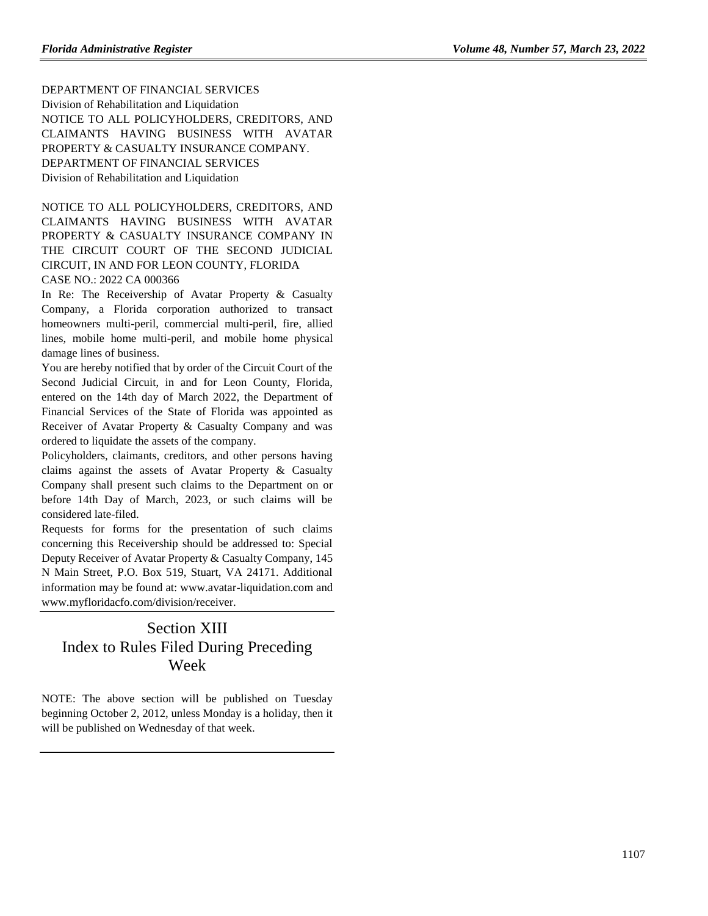DEPARTMENT OF FINANCIAL SERVICES
Division of Rehabilitation and Liquidation
NOTICE TO ALL POLICYHOLDERS, CREDITORS, AND CLAIMANTS HAVING BUSINESS WITH AVATAR PROPERTY & CASUALTY INSURANCE COMPANY.
DEPARTMENT OF FINANCIAL SERVICES
Division of Rehabilitation and Liquidation

NOTICE TO ALL POLICYHOLDERS, CREDITORS, AND CLAIMANTS HAVING BUSINESS WITH AVATAR PROPERTY & CASUALTY INSURANCE COMPANY IN THE CIRCUIT COURT OF THE SECOND JUDICIAL CIRCUIT, IN AND FOR LEON COUNTY, FLORIDA
CASE NO.: 2022 CA 000366

In Re: The Receivership of Avatar Property & Casualty Company, a Florida corporation authorized to transact homeowners multi-peril, commercial multi-peril, fire, allied lines, mobile home multi-peril, and mobile home physical damage lines of business.

You are hereby notified that by order of the Circuit Court of the Second Judicial Circuit, in and for Leon County, Florida, entered on the 14th day of March 2022, the Department of Financial Services of the State of Florida was appointed as Receiver of Avatar Property & Casualty Company and was ordered to liquidate the assets of the company.

Policyholders, claimants, creditors, and other persons having claims against the assets of Avatar Property & Casualty Company shall present such claims to the Department on or before 14th Day of March, 2023, or such claims will be considered late-filed.

Requests for forms for the presentation of such claims concerning this Receivership should be addressed to: Special Deputy Receiver of Avatar Property & Casualty Company, 145 N Main Street, P.O. Box 519, Stuart, VA 24171. Additional information may be found at: www.avatar-liquidation.com and www.myfloridacfo.com/division/receiver.

# Section XIII
# Index to Rules Filed During Preceding Week

NOTE: The above section will be published on Tuesday beginning October 2, 2012, unless Monday is a holiday, then it will be published on Wednesday of that week.